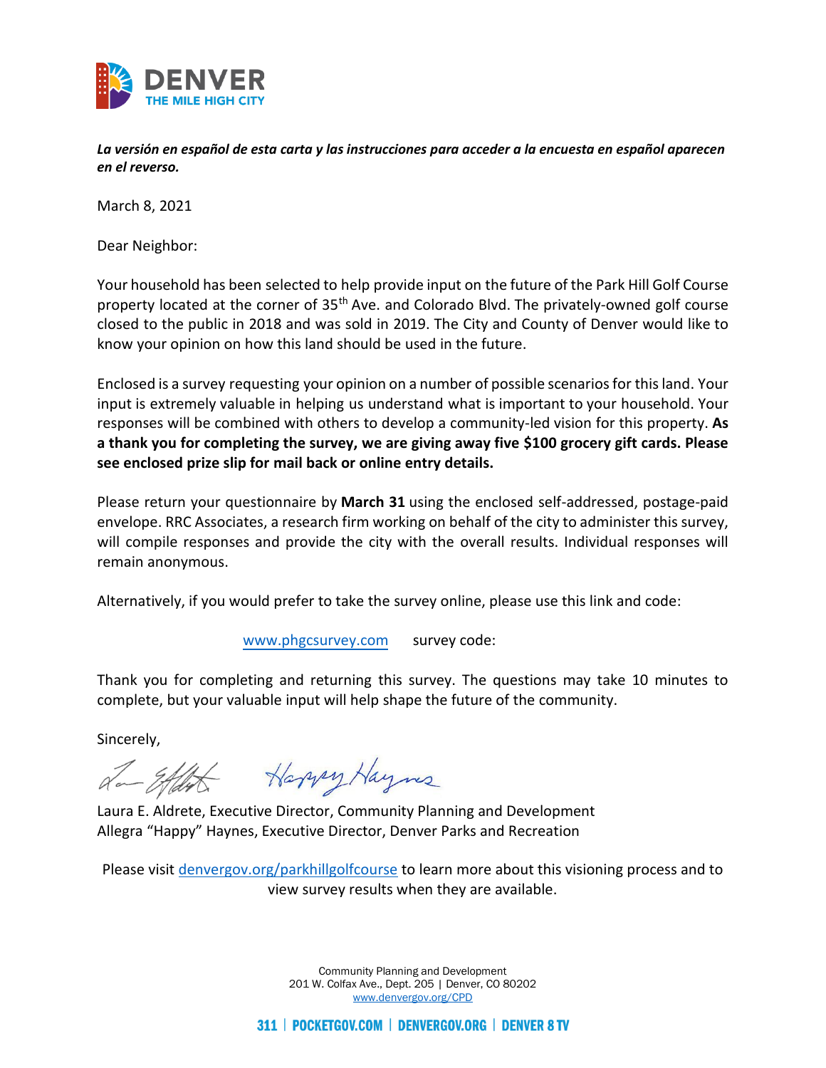**DENVER**
**THE MILE HIGH CITY**

***La versión en español de esta carta y las instrucciones para acceder a la encuesta en español aparecen en el reverso.***

March 8, 2021

Dear Neighbor:

Your household has been selected to help provide input on the future of the Park Hill Golf Course property located at the corner of 35th Ave. and Colorado Blvd. The privately-owned golf course closed to the public in 2018 and was sold in 2019. The City and County of Denver would like to know your opinion on how this land should be used in the future.

Enclosed is a survey requesting your opinion on a number of possible scenarios for this land. Your input is extremely valuable in helping us understand what is important to your household. Your responses will be combined with others to develop a community-led vision for this property. **As a thank you for completing the survey, we are giving away five $100 grocery gift cards. Please see enclosed prize slip for mail back or online entry details.**

Please return your questionnaire by **March 31** using the enclosed self-addressed, postage-paid envelope. RRC Associates, a research firm working on behalf of the city to administer this survey, will compile responses and provide the city with the overall results. Individual responses will remain anonymous.

Alternatively, if you would prefer to take the survey online, please use this link and code:

www.phgcsurvey.com survey code:

Thank you for completing and returning this survey. The questions may take 10 minutes to complete, but your valuable input will help shape the future of the community.

Sincerely,

Laura E. Aldrete, Executive Director, Community Planning and Development
Allegra "Happy" Haynes, Executive Director, Denver Parks and Recreation

Please visit denvergov.org/parkhillgolfcourse to learn more about this visioning process and to view survey results when they are available.

Community Planning and Development
201 W. Colfax Ave., Dept. 205 | Denver, CO 80202
www.denvergov.org/CPD

311 | POCKETGOV.COM | DENVERGOV.ORG | DENVER 8 TV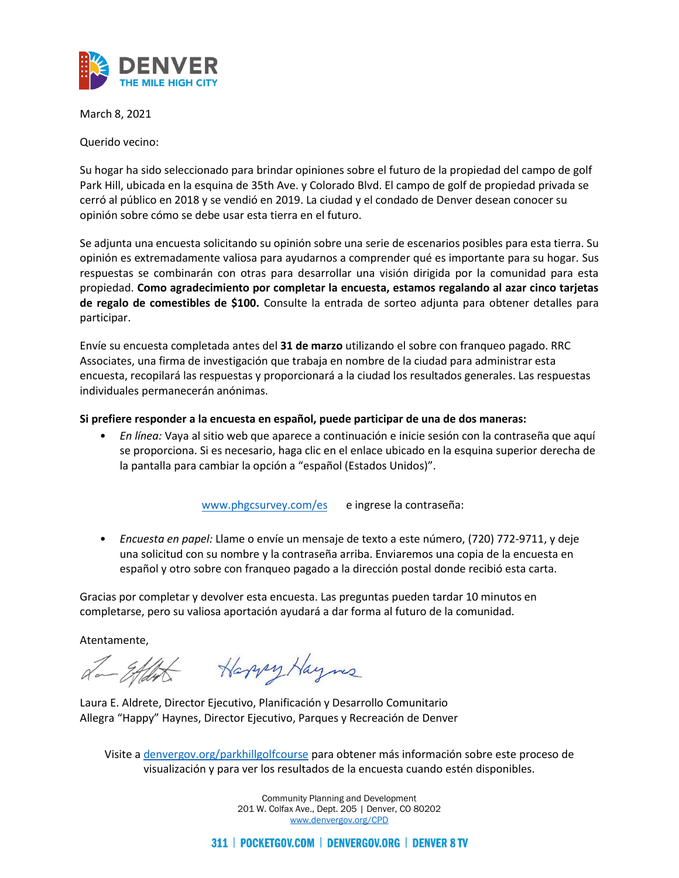DENVER
THE MILE HIGH CITY

March 8, 2021

Querido vecino:

Su hogar ha sido seleccionado para brindar opiniones sobre el futuro de la propiedad del campo de golf Park Hill, ubicada en la esquina de 35th Ave. y Colorado Blvd. El campo de golf de propiedad privada se cerró al público en 2018 y se vendió en 2019. La ciudad y el condado de Denver desean conocer su opinión sobre cómo se debe usar esta tierra en el futuro.

Se adjunta una encuesta solicitando su opinión sobre una serie de escenarios posibles para esta tierra. Su opinión es extremadamente valiosa para ayudarnos a comprender qué es importante para su hogar. Sus respuestas se combinarán con otras para desarrollar una visión dirigida por la comunidad para esta propiedad. **Como agradecimiento por completar la encuesta, estamos regalando al azar cinco tarjetas de regalo de comestibles de $100.** Consulte la entrada de sorteo adjunta para obtener detalles para participar.

Envíe su encuesta completada antes del **31 de marzo** utilizando el sobre con franqueo pagado. RRC Associates, una firma de investigación que trabaja en nombre de la ciudad para administrar esta encuesta, recopilará las respuestas y proporcionará a la ciudad los resultados generales. Las respuestas individuales permanecerán anónimas.

**Si prefiere responder a la encuesta en español, puede participar de una de dos maneras:**

- *En línea:* Vaya al sitio web que aparece a continuación e inicie sesión con la contraseña que aquí se proporciona. Si es necesario, haga clic en el enlace ubicado en la esquina superior derecha de la pantalla para cambiar la opción a "español (Estados Unidos)".

  www.phgcsurvey.com/es e ingrese la contraseña:

- *Encuesta en papel:* Llame o envíe un mensaje de texto a este número, (720) 772-9711, y deje una solicitud con su nombre y la contraseña arriba. Enviaremos una copia de la encuesta en español y otro sobre con franqueo pagado a la dirección postal donde recibió esta carta.

Gracias por completar y devolver esta encuesta. Las preguntas pueden tardar 10 minutos en completarse, pero su valiosa aportación ayudará a dar forma al futuro de la comunidad.

Atentamente,

Laura E. Aldrete, Director Ejecutivo, Planificación y Desarrollo Comunitario
Allegra "Happy" Haynes, Director Ejecutivo, Parques y Recreación de Denver

Visite a denvergov.org/parkhillgolfcourse para obtener más información sobre este proceso de visualización y para ver los resultados de la encuesta cuando estén disponibles.

Community Planning and Development
201 W. Colfax Ave., Dept. 205 | Denver, CO 80202
www.denvergov.org/CPD

311 | POCKETGOV.COM | DENVERGOV.ORG | DENVER 8 TV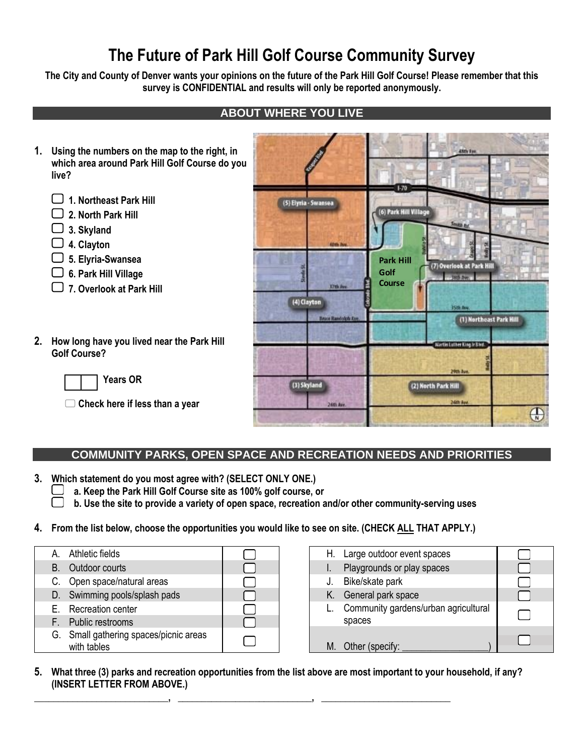# The Future of Park Hill Golf Course Community Survey

**The City and County of Denver wants your opinions on the future of the Park Hill Golf Course! Please remember that this survey is CONFIDENTIAL and results will only be reported anonymously.**

## ABOUT WHERE YOU LIVE

1. **Using the numbers on the map to the right, in which area around Park Hill Golf Course do you live?**

   - ☐ **1. Northeast Park Hill**
   - ☐ **2. North Park Hill**
   - ☐ **3. Skyland**
   - ☐ **4. Clayton**
   - ☐ **5. Elyria-Swansea**
   - ☐ **6. Park Hill Village**
   - ☐ **7. Overlook at Park Hill**

2. **How long have you lived near the Park Hill Golf Course?**

   ☐☐ **Years OR**

   ☐ **Check here if less than a year**

## COMMUNITY PARKS, OPEN SPACE AND RECREATION NEEDS AND PRIORITIES

3. **Which statement do you most agree with? (SELECT ONLY ONE.)**
   - ☐ **a. Keep the Park Hill Golf Course site as 100% golf course, or**
   - ☐ **b. Use the site to provide a variety of open space, recreation and/or other community-serving uses**

4. **From the list below, choose the opportunities you would like to see on site. (CHECK ALL THAT APPLY.)**

| Option | |
|---|---|
| A. Athletic fields | ☐ |
| B. Outdoor courts | ☐ |
| C. Open space/natural areas | ☐ |
| D. Swimming pools/splash pads | ☐ |
| E. Recreation center | ☐ |
| F. Public restrooms | ☐ |
| G. Small gathering spaces/picnic areas with tables | ☐ |
| H. Large outdoor event spaces | ☐ |
| I. Playgrounds or play spaces | ☐ |
| J. Bike/skate park | ☐ |
| K. General park space | ☐ |
| L. Community gardens/urban agricultural spaces | ☐ |
| M. Other (specify: _________________) | ☐ |

5. **What three (3) parks and recreation opportunities from the list above are most important to your household, if any? (INSERT LETTER FROM ABOVE.)**

_________________________, _________________________, _________________________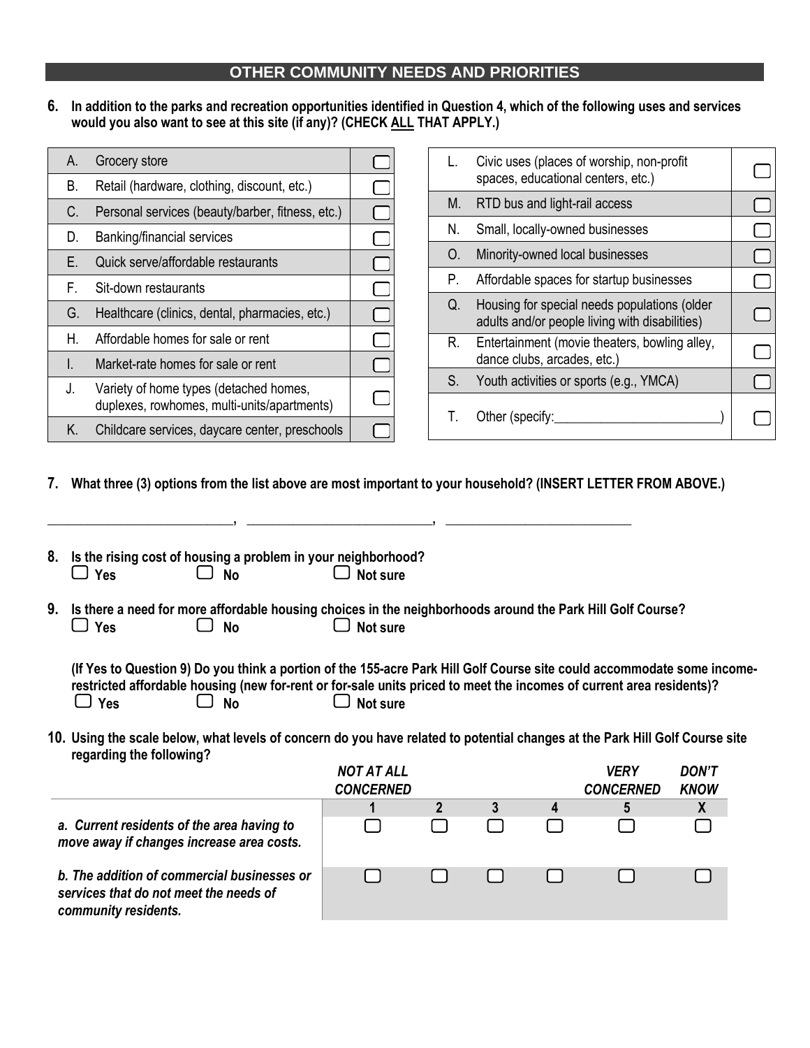## OTHER COMMUNITY NEEDS AND PRIORITIES

**6. In addition to the parks and recreation opportunities identified in Question 4, which of the following uses and services would you also want to see at this site (if any)? (CHECK ALL THAT APPLY.)**

| | | |
|---|---|---|
| A. | Grocery store | ☐ |
| B. | Retail (hardware, clothing, discount, etc.) | ☐ |
| C. | Personal services (beauty/barber, fitness, etc.) | ☐ |
| D. | Banking/financial services | ☐ |
| E. | Quick serve/affordable restaurants | ☐ |
| F. | Sit-down restaurants | ☐ |
| G. | Healthcare (clinics, dental, pharmacies, etc.) | ☐ |
| H. | Affordable homes for sale or rent | ☐ |
| I. | Market-rate homes for sale or rent | ☐ |
| J. | Variety of home types (detached homes, duplexes, rowhomes, multi-units/apartments) | ☐ |
| K. | Childcare services, daycare center, preschools | ☐ |
| L. | Civic uses (places of worship, non-profit spaces, educational centers, etc.) | ☐ |
| M. | RTD bus and light-rail access | ☐ |
| N. | Small, locally-owned businesses | ☐ |
| O. | Minority-owned local businesses | ☐ |
| P. | Affordable spaces for startup businesses | ☐ |
| Q. | Housing for special needs populations (older adults and/or people living with disabilities) | ☐ |
| R. | Entertainment (movie theaters, bowling alley, dance clubs, arcades, etc.) | ☐ |
| S. | Youth activities or sports (e.g., YMCA) | ☐ |
| T. | Other (specify:________________________) | ☐ |

**7. What three (3) options from the list above are most important to your household? (INSERT LETTER FROM ABOVE.)**

__________________________, __________________________, __________________________

**8. Is the rising cost of housing a problem in your neighborhood?**

☐ **Yes** ☐ **No** ☐ **Not sure**

**9. Is there a need for more affordable housing choices in the neighborhoods around the Park Hill Golf Course?**

☐ **Yes** ☐ **No** ☐ **Not sure**

**(If Yes to Question 9) Do you think a portion of the 155-acre Park Hill Golf Course site could accommodate some income-restricted affordable housing (new for-rent or for-sale units priced to meet the incomes of current area residents)?**

☐ **Yes** ☐ **No** ☐ **Not sure**

**10. Using the scale below, what levels of concern do you have related to potential changes at the Park Hill Golf Course site regarding the following?**

| | ***NOT AT ALL CONCERNED*** | | | | ***VERY CONCERNED*** | ***DON'T KNOW*** |
|---|---|---|---|---|---|---|
| | **1** | **2** | **3** | **4** | **5** | **X** |
| ***a. Current residents of the area having to move away if changes increase area costs.*** | ☐ | ☐ | ☐ | ☐ | ☐ | ☐ |
| ***b. The addition of commercial businesses or services that do not meet the needs of community residents.*** | ☐ | ☐ | ☐ | ☐ | ☐ | ☐ |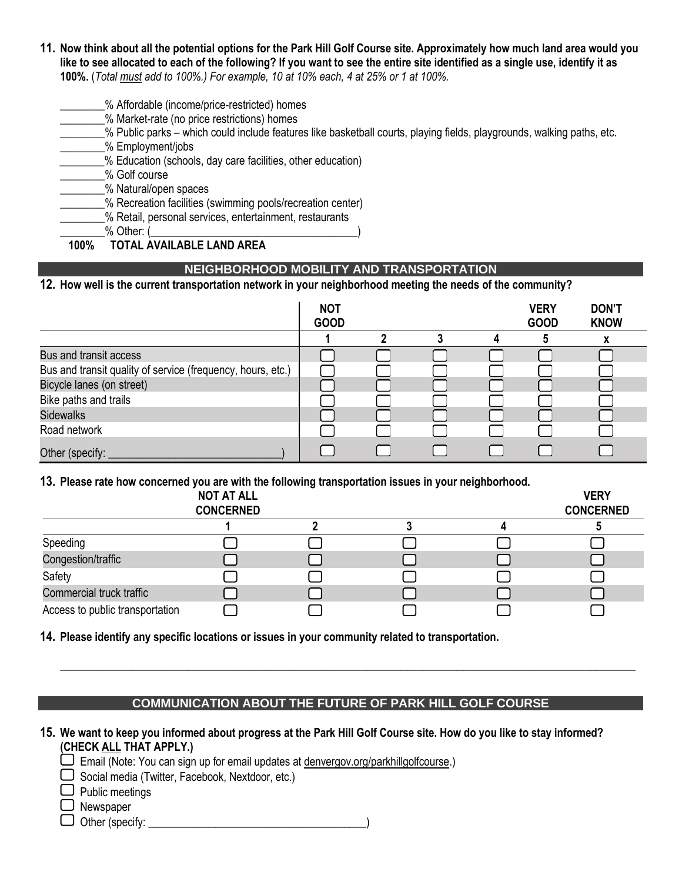**11. Now think about all the potential options for the Park Hill Golf Course site. Approximately how much land area would you like to see allocated to each of the following? If you want to see the entire site identified as a single use, identify it as 100%.** (*Total must add to 100%.) For example, 10 at 10% each, 4 at 25% or 1 at 100%.*

- ________% Affordable (income/price-restricted) homes
- ________% Market-rate (no price restrictions) homes
- ________% Public parks – which could include features like basketball courts, playing fields, playgrounds, walking paths, etc.
- ________% Employment/jobs
- ________% Education (schools, day care facilities, other education)
- ________% Golf course
- ________% Natural/open spaces
- ________% Recreation facilities (swimming pools/recreation center)
- ________% Retail, personal services, entertainment, restaurants
- ________% Other: (___________________________________)

**100% TOTAL AVAILABLE LAND AREA**

## NEIGHBORHOOD MOBILITY AND TRANSPORTATION

**12. How well is the current transportation network in your neighborhood meeting the needs of the community?**

| | NOT GOOD 1 | 2 | 3 | 4 | VERY GOOD 5 | DON'T KNOW x |
|---|---|---|---|---|---|---|
| Bus and transit access | ☐ | ☐ | ☐ | ☐ | ☐ | ☐ |
| Bus and transit quality of service (frequency, hours, etc.) | ☐ | ☐ | ☐ | ☐ | ☐ | ☐ |
| Bicycle lanes (on street) | ☐ | ☐ | ☐ | ☐ | ☐ | ☐ |
| Bike paths and trails | ☐ | ☐ | ☐ | ☐ | ☐ | ☐ |
| Sidewalks | ☐ | ☐ | ☐ | ☐ | ☐ | ☐ |
| Road network | ☐ | ☐ | ☐ | ☐ | ☐ | ☐ |
| Other (specify: ____________________________) | ☐ | ☐ | ☐ | ☐ | ☐ | ☐ |

**13. Please rate how concerned you are with the following transportation issues in your neighborhood.**

| | NOT AT ALL CONCERNED 1 | 2 | 3 | 4 | VERY CONCERNED 5 |
|---|---|---|---|---|---|
| Speeding | ☐ | ☐ | ☐ | ☐ | ☐ |
| Congestion/traffic | ☐ | ☐ | ☐ | ☐ | ☐ |
| Safety | ☐ | ☐ | ☐ | ☐ | ☐ |
| Commercial truck traffic | ☐ | ☐ | ☐ | ☐ | ☐ |
| Access to public transportation | ☐ | ☐ | ☐ | ☐ | ☐ |

**14. Please identify any specific locations or issues in your community related to transportation.**

_____________________________________________________________________________________

## COMMUNICATION ABOUT THE FUTURE OF PARK HILL GOLF COURSE

**15. We want to keep you informed about progress at the Park Hill Golf Course site. How do you like to stay informed? (CHECK ALL THAT APPLY.)**

- ☐ Email (Note: You can sign up for email updates at denvergov.org/parkhillgolfcourse.)
- ☐ Social media (Twitter, Facebook, Nextdoor, etc.)
- ☐ Public meetings
- ☐ Newspaper
- ☐ Other (specify: _____________________________________)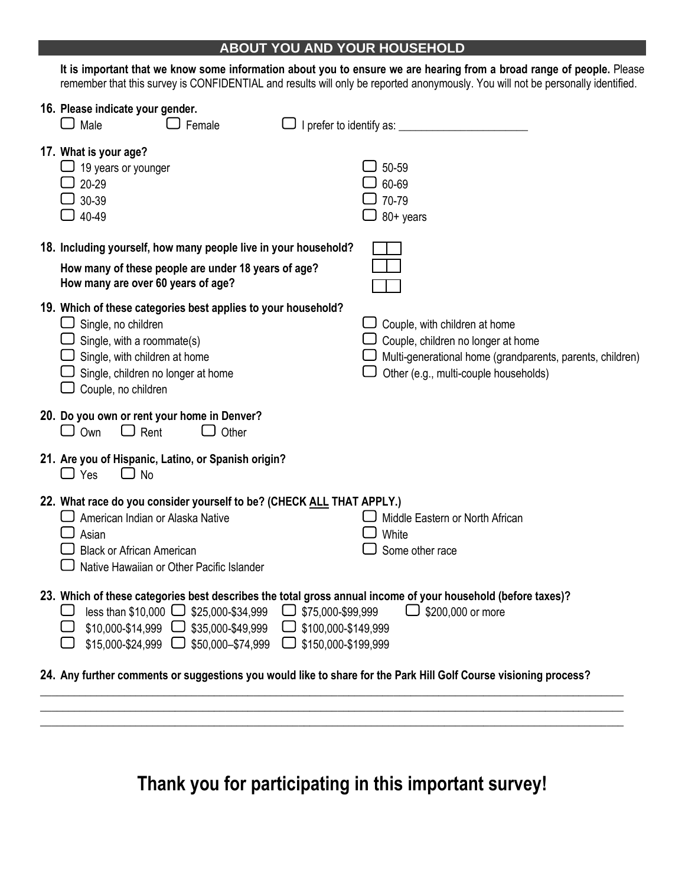## ABOUT YOU AND YOUR HOUSEHOLD

**It is important that we know some information about you to ensure we are hearing from a broad range of people.** Please remember that this survey is CONFIDENTIAL and results will only be reported anonymously. You will not be personally identified.

**16. Please indicate your gender.**

- ☐ Male
- ☐ Female
- ☐ I prefer to identify as: ______________________

**17. What is your age?**

- ☐ 19 years or younger
- ☐ 20-29
- ☐ 30-39
- ☐ 40-49
- ☐ 50-59
- ☐ 60-69
- ☐ 70-79
- ☐ 80+ years

**18. Including yourself, how many people live in your household?** ☐☐

**How many of these people are under 18 years of age?** ☐☐

**How many are over 60 years of age?** ☐☐

**19. Which of these categories best applies to your household?**

- ☐ Single, no children
- ☐ Single, with a roommate(s)
- ☐ Single, with children at home
- ☐ Single, children no longer at home
- ☐ Couple, no children
- ☐ Couple, with children at home
- ☐ Couple, children no longer at home
- ☐ Multi-generational home (grandparents, parents, children)
- ☐ Other (e.g., multi-couple households)

**20. Do you own or rent your home in Denver?**

- ☐ Own
- ☐ Rent
- ☐ Other

**21. Are you of Hispanic, Latino, or Spanish origin?**

- ☐ Yes
- ☐ No

**22. What race do you consider yourself to be? (CHECK ALL THAT APPLY.)**

- ☐ American Indian or Alaska Native
- ☐ Asian
- ☐ Black or African American
- ☐ Native Hawaiian or Other Pacific Islander
- ☐ Middle Eastern or North African
- ☐ White
- ☐ Some other race

**23. Which of these categories best describes the total gross annual income of your household (before taxes)?**

- ☐ less than $10,000
- ☐ $10,000-$14,999
- ☐ $15,000-$24,999
- ☐ $25,000-$34,999
- ☐ $35,000-$49,999
- ☐ $50,000–$74,999
- ☐ $75,000-$99,999
- ☐ $100,000-$149,999
- ☐ $150,000-$199,999
- ☐ $200,000 or more

**24. Any further comments or suggestions you would like to share for the Park Hill Golf Course visioning process?**

______________________________________________________________________________

______________________________________________________________________________

______________________________________________________________________________

# Thank you for participating in this important survey!